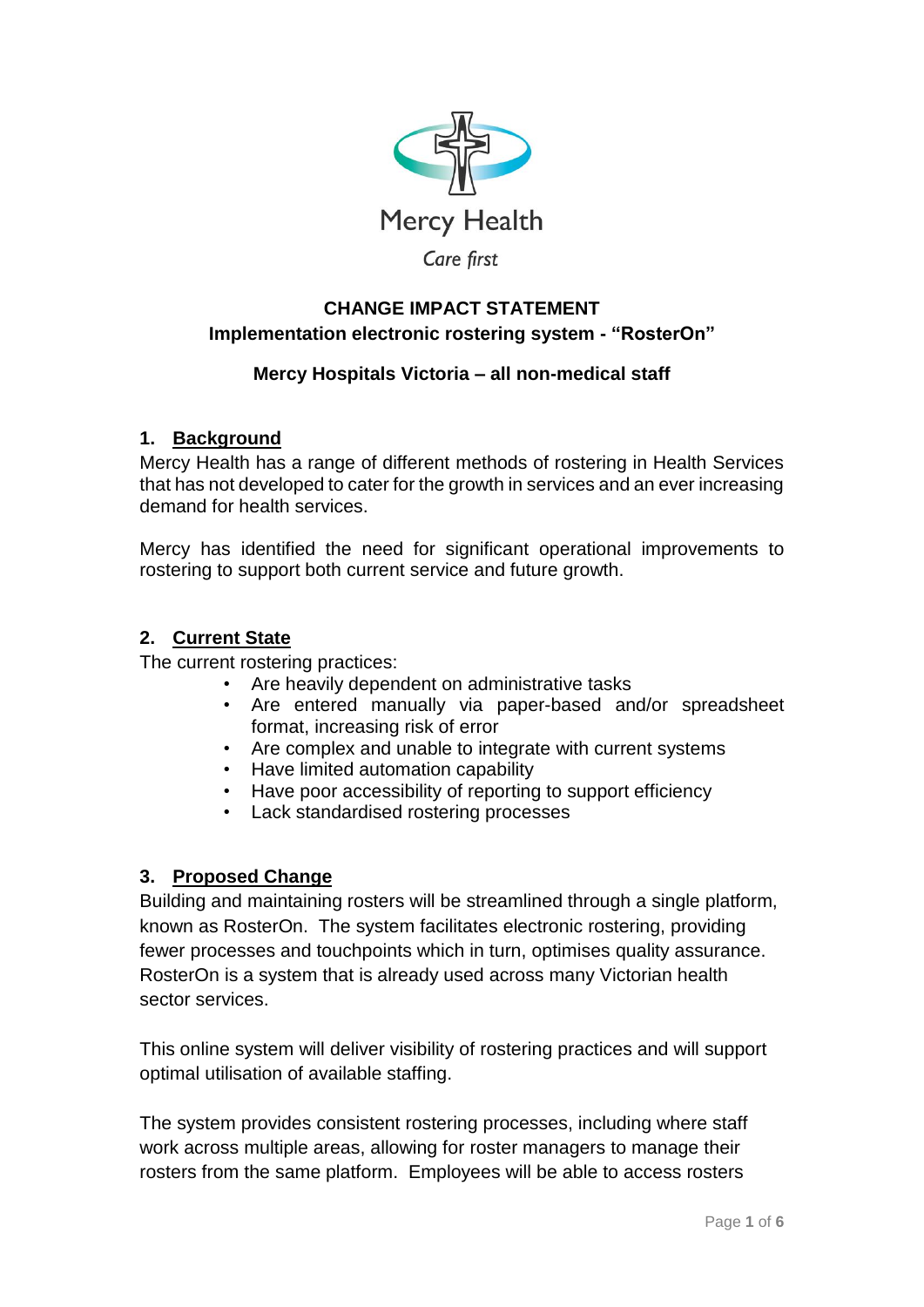Mercy Health

*Care first*

# CHANGE IMPACT STATEMENT

## Implementation electronic rostering system - "RosterOn"

## Mercy Hospitals Victoria – all non-medical staff

### 1. Background

Mercy Health has a range of different methods of rostering in Health Services that has not developed to cater for the growth in services and an ever increasing demand for health services.

Mercy has identified the need for significant operational improvements to rostering to support both current service and future growth.

### 2. Current State

The current rostering practices:

- Are heavily dependent on administrative tasks
- Are entered manually via paper-based and/or spreadsheet format, increasing risk of error
- Are complex and unable to integrate with current systems
- Have limited automation capability
- Have poor accessibility of reporting to support efficiency
- Lack standardised rostering processes

### 3. Proposed Change

Building and maintaining rosters will be streamlined through a single platform, known as RosterOn. The system facilitates electronic rostering, providing fewer processes and touchpoints which in turn, optimises quality assurance. RosterOn is a system that is already used across many Victorian health sector services.

This online system will deliver visibility of rostering practices and will support optimal utilisation of available staffing.

The system provides consistent rostering processes, including where staff work across multiple areas, allowing for roster managers to manage their rosters from the same platform. Employees will be able to access rosters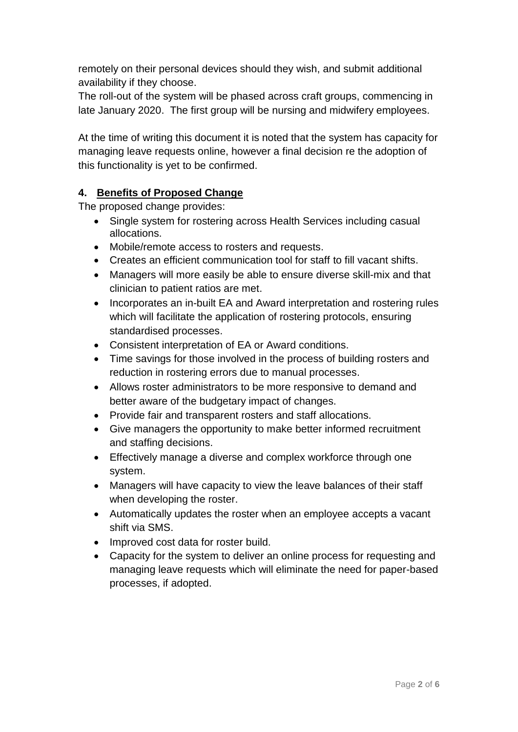remotely on their personal devices should they wish, and submit additional availability if they choose.
The roll-out of the system will be phased across craft groups, commencing in late January 2020. The first group will be nursing and midwifery employees.

At the time of writing this document it is noted that the system has capacity for managing leave requests online, however a final decision re the adoption of this functionality is yet to be confirmed.

## 4. Benefits of Proposed Change

The proposed change provides:

- Single system for rostering across Health Services including casual allocations.
- Mobile/remote access to rosters and requests.
- Creates an efficient communication tool for staff to fill vacant shifts.
- Managers will more easily be able to ensure diverse skill-mix and that clinician to patient ratios are met.
- Incorporates an in-built EA and Award interpretation and rostering rules which will facilitate the application of rostering protocols, ensuring standardised processes.
- Consistent interpretation of EA or Award conditions.
- Time savings for those involved in the process of building rosters and reduction in rostering errors due to manual processes.
- Allows roster administrators to be more responsive to demand and better aware of the budgetary impact of changes.
- Provide fair and transparent rosters and staff allocations.
- Give managers the opportunity to make better informed recruitment and staffing decisions.
- Effectively manage a diverse and complex workforce through one system.
- Managers will have capacity to view the leave balances of their staff when developing the roster.
- Automatically updates the roster when an employee accepts a vacant shift via SMS.
- Improved cost data for roster build.
- Capacity for the system to deliver an online process for requesting and managing leave requests which will eliminate the need for paper-based processes, if adopted.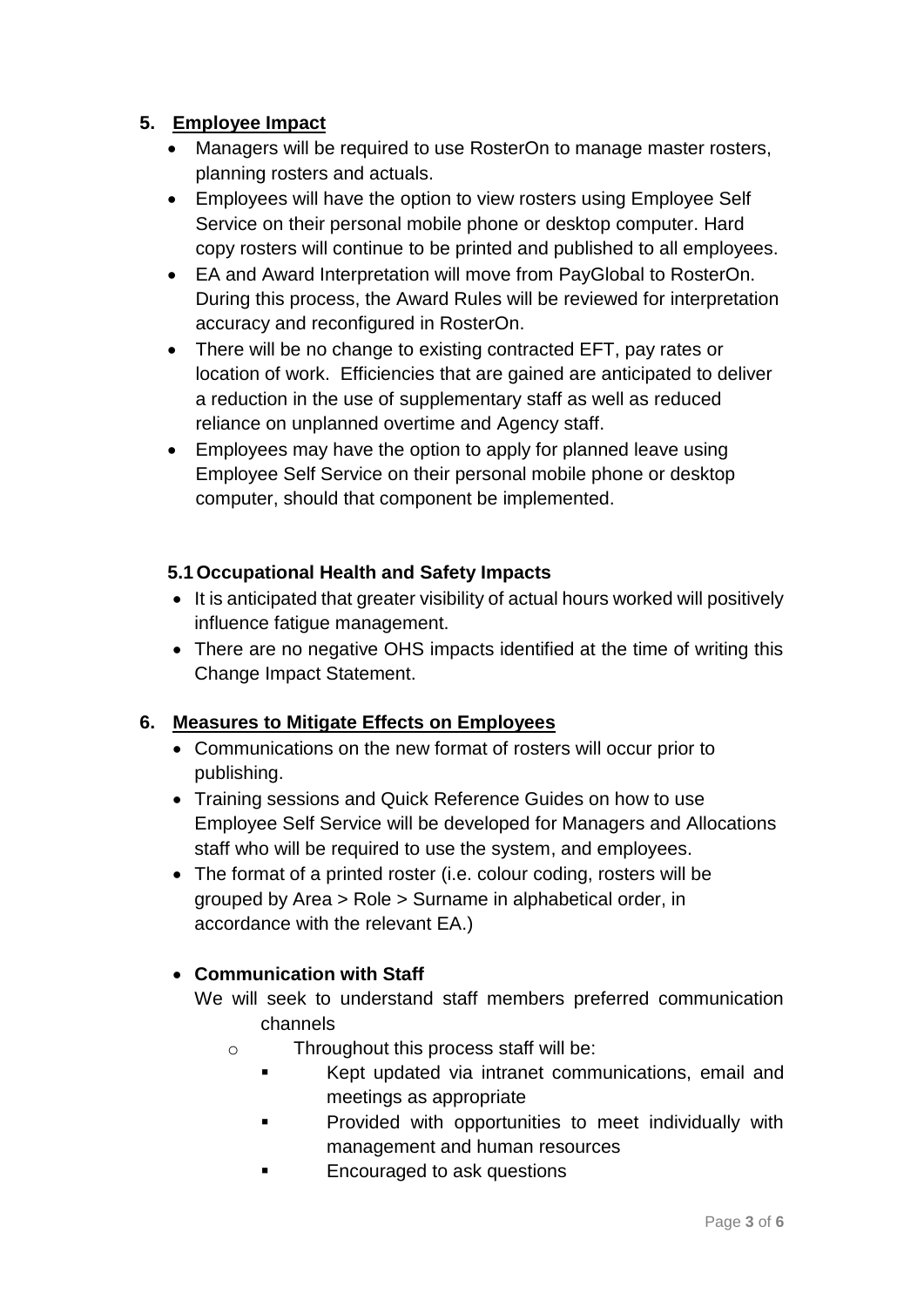## 5. Employee Impact

- Managers will be required to use RosterOn to manage master rosters, planning rosters and actuals.
- Employees will have the option to view rosters using Employee Self Service on their personal mobile phone or desktop computer. Hard copy rosters will continue to be printed and published to all employees.
- EA and Award Interpretation will move from PayGlobal to RosterOn. During this process, the Award Rules will be reviewed for interpretation accuracy and reconfigured in RosterOn.
- There will be no change to existing contracted EFT, pay rates or location of work. Efficiencies that are gained are anticipated to deliver a reduction in the use of supplementary staff as well as reduced reliance on unplanned overtime and Agency staff.
- Employees may have the option to apply for planned leave using Employee Self Service on their personal mobile phone or desktop computer, should that component be implemented.

### 5.1 Occupational Health and Safety Impacts

- It is anticipated that greater visibility of actual hours worked will positively influence fatigue management.
- There are no negative OHS impacts identified at the time of writing this Change Impact Statement.

## 6. Measures to Mitigate Effects on Employees

- Communications on the new format of rosters will occur prior to publishing.
- Training sessions and Quick Reference Guides on how to use Employee Self Service will be developed for Managers and Allocations staff who will be required to use the system, and employees.
- The format of a printed roster (i.e. colour coding, rosters will be grouped by Area > Role > Surname in alphabetical order, in accordance with the relevant EA.)
- **Communication with Staff**

  We will seek to understand staff members preferred communication channels

  - Throughout this process staff will be:
    - Kept updated via intranet communications, email and meetings as appropriate
    - Provided with opportunities to meet individually with management and human resources
    - Encouraged to ask questions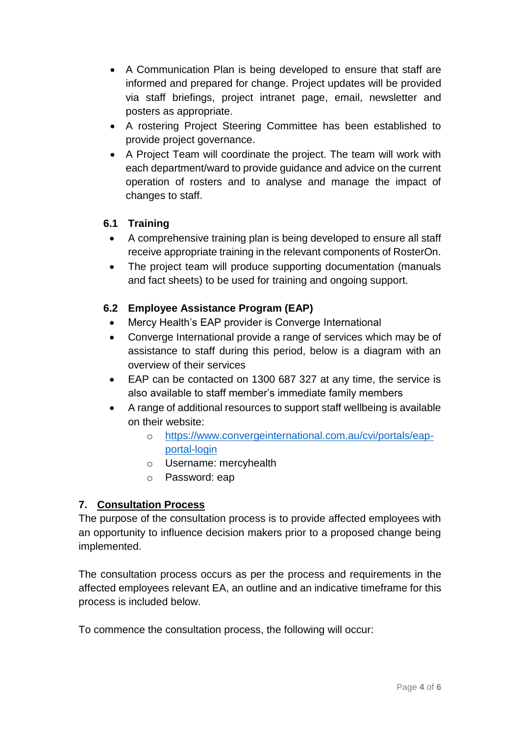- A Communication Plan is being developed to ensure that staff are informed and prepared for change. Project updates will be provided via staff briefings, project intranet page, email, newsletter and posters as appropriate.
- A rostering Project Steering Committee has been established to provide project governance.
- A Project Team will coordinate the project. The team will work with each department/ward to provide guidance and advice on the current operation of rosters and to analyse and manage the impact of changes to staff.

### 6.1 Training

- A comprehensive training plan is being developed to ensure all staff receive appropriate training in the relevant components of RosterOn.
- The project team will produce supporting documentation (manuals and fact sheets) to be used for training and ongoing support.

### 6.2 Employee Assistance Program (EAP)

- Mercy Health's EAP provider is Converge International
- Converge International provide a range of services which may be of assistance to staff during this period, below is a diagram with an overview of their services
- EAP can be contacted on 1300 687 327 at any time, the service is also available to staff member's immediate family members
- A range of additional resources to support staff wellbeing is available on their website:
    - https://www.convergeinternational.com.au/cvi/portals/eap-portal-login
    - Username: mercyhealth
    - Password: eap

## 7. Consultation Process

The purpose of the consultation process is to provide affected employees with an opportunity to influence decision makers prior to a proposed change being implemented.

The consultation process occurs as per the process and requirements in the affected employees relevant EA, an outline and an indicative timeframe for this process is included below.

To commence the consultation process, the following will occur: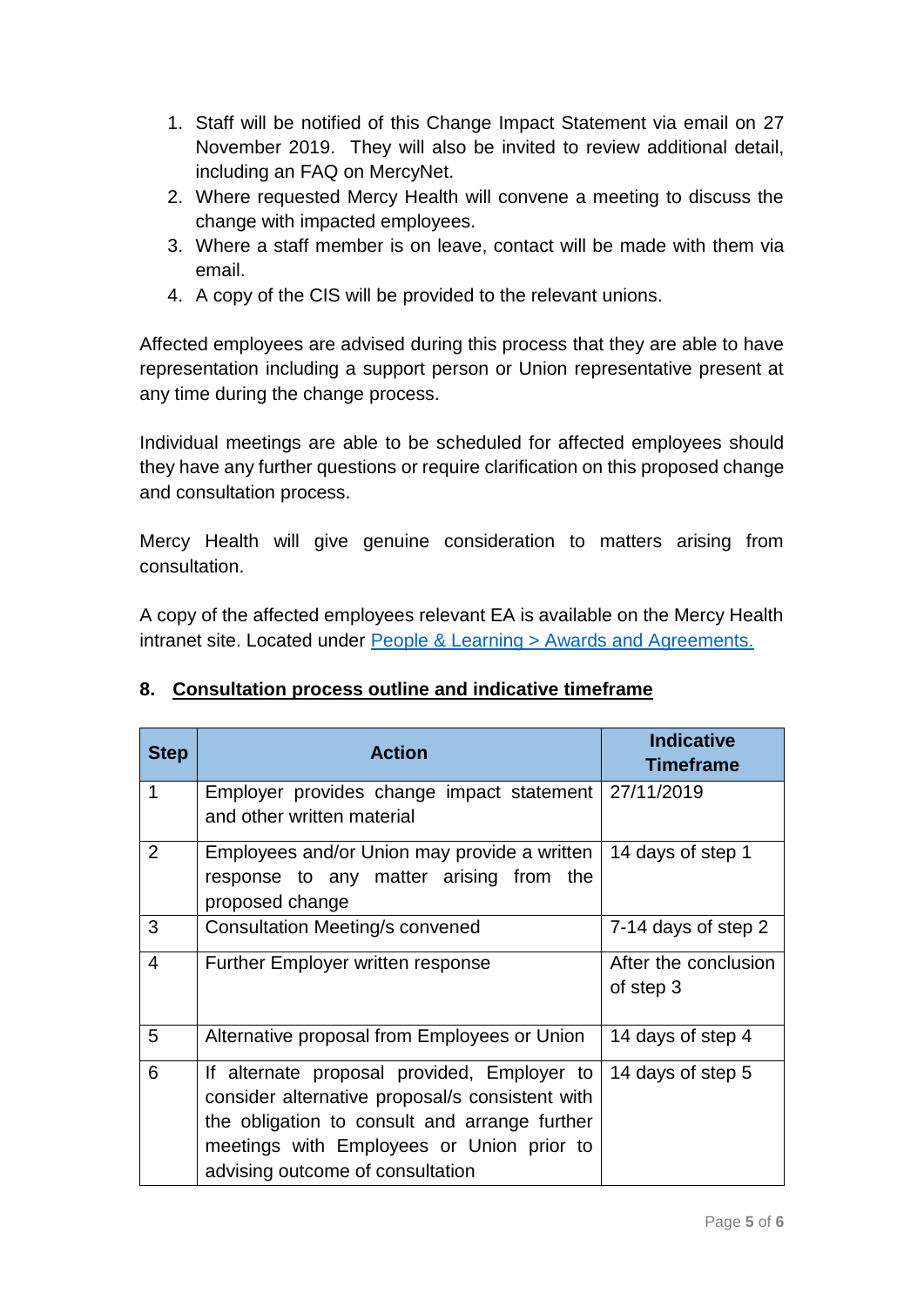1. Staff will be notified of this Change Impact Statement via email on 27 November 2019. They will also be invited to review additional detail, including an FAQ on MercyNet.
2. Where requested Mercy Health will convene a meeting to discuss the change with impacted employees.
3. Where a staff member is on leave, contact will be made with them via email.
4. A copy of the CIS will be provided to the relevant unions.

Affected employees are advised during this process that they are able to have representation including a support person or Union representative present at any time during the change process.

Individual meetings are able to be scheduled for affected employees should they have any further questions or require clarification on this proposed change and consultation process.

Mercy Health will give genuine consideration to matters arising from consultation.

A copy of the affected employees relevant EA is available on the Mercy Health intranet site. Located under [People & Learning > Awards and Agreements.]()

## 8. Consultation process outline and indicative timeframe

| Step | Action | Indicative Timeframe |
|---|---|---|
| 1 | Employer provides change impact statement and other written material | 27/11/2019 |
| 2 | Employees and/or Union may provide a written response to any matter arising from the proposed change | 14 days of step 1 |
| 3 | Consultation Meeting/s convened | 7-14 days of step 2 |
| 4 | Further Employer written response | After the conclusion of step 3 |
| 5 | Alternative proposal from Employees or Union | 14 days of step 4 |
| 6 | If alternate proposal provided, Employer to consider alternative proposal/s consistent with the obligation to consult and arrange further meetings with Employees or Union prior to advising outcome of consultation | 14 days of step 5 |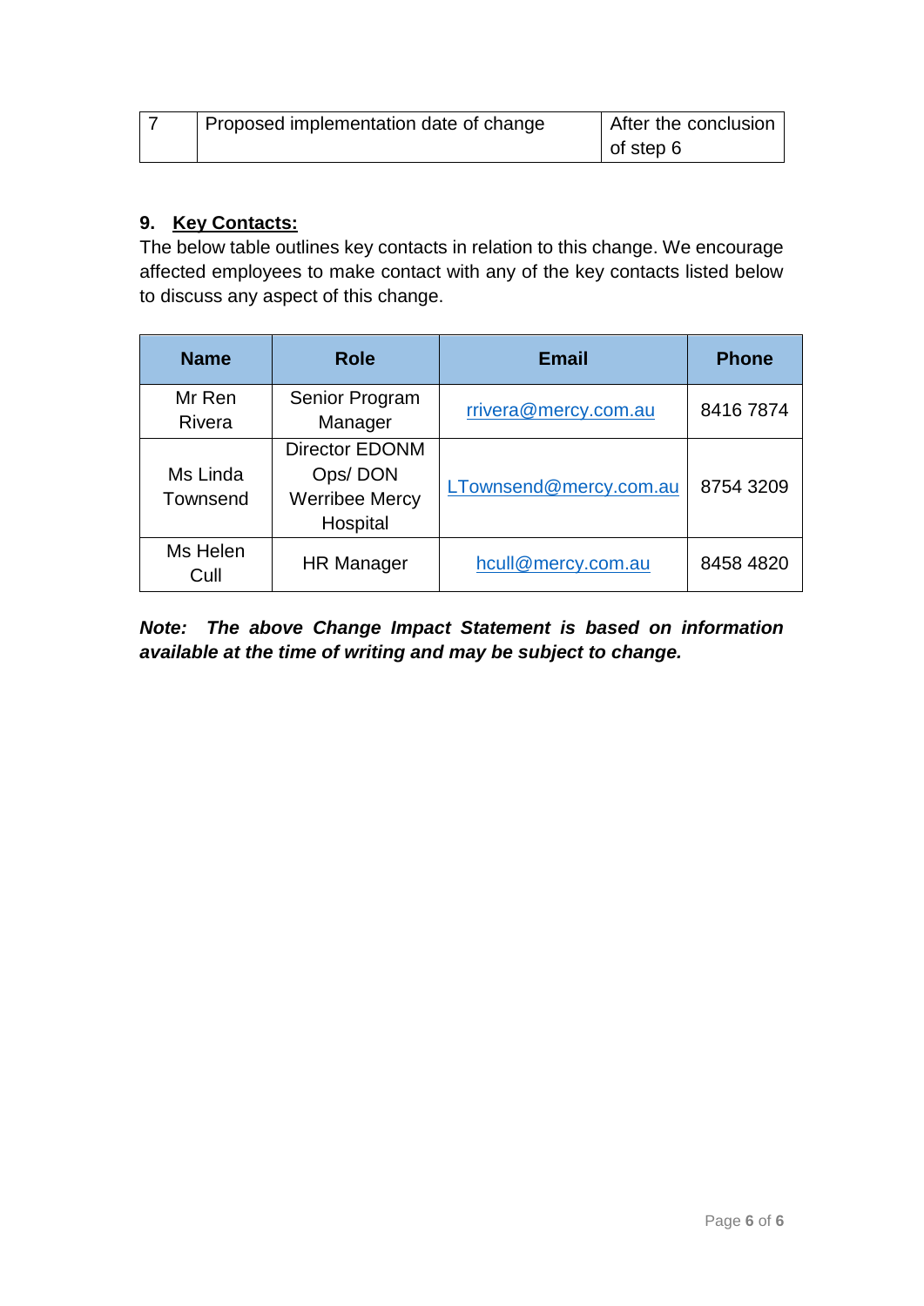| | | |
|---|---|---|
| 7 | Proposed implementation date of change | After the conclusion of step 6 |

## 9. Key Contacts:

The below table outlines key contacts in relation to this change. We encourage affected employees to make contact with any of the key contacts listed below to discuss any aspect of this change.

| Name | Role | Email | Phone |
|---|---|---|---|
| Mr Ren Rivera | Senior Program Manager | rrivera@mercy.com.au | 8416 7874 |
| Ms Linda Townsend | Director EDONM Ops/ DON Werribee Mercy Hospital | LTownsend@mercy.com.au | 8754 3209 |
| Ms Helen Cull | HR Manager | hcull@mercy.com.au | 8458 4820 |

***Note: The above Change Impact Statement is based on information available at the time of writing and may be subject to change.***